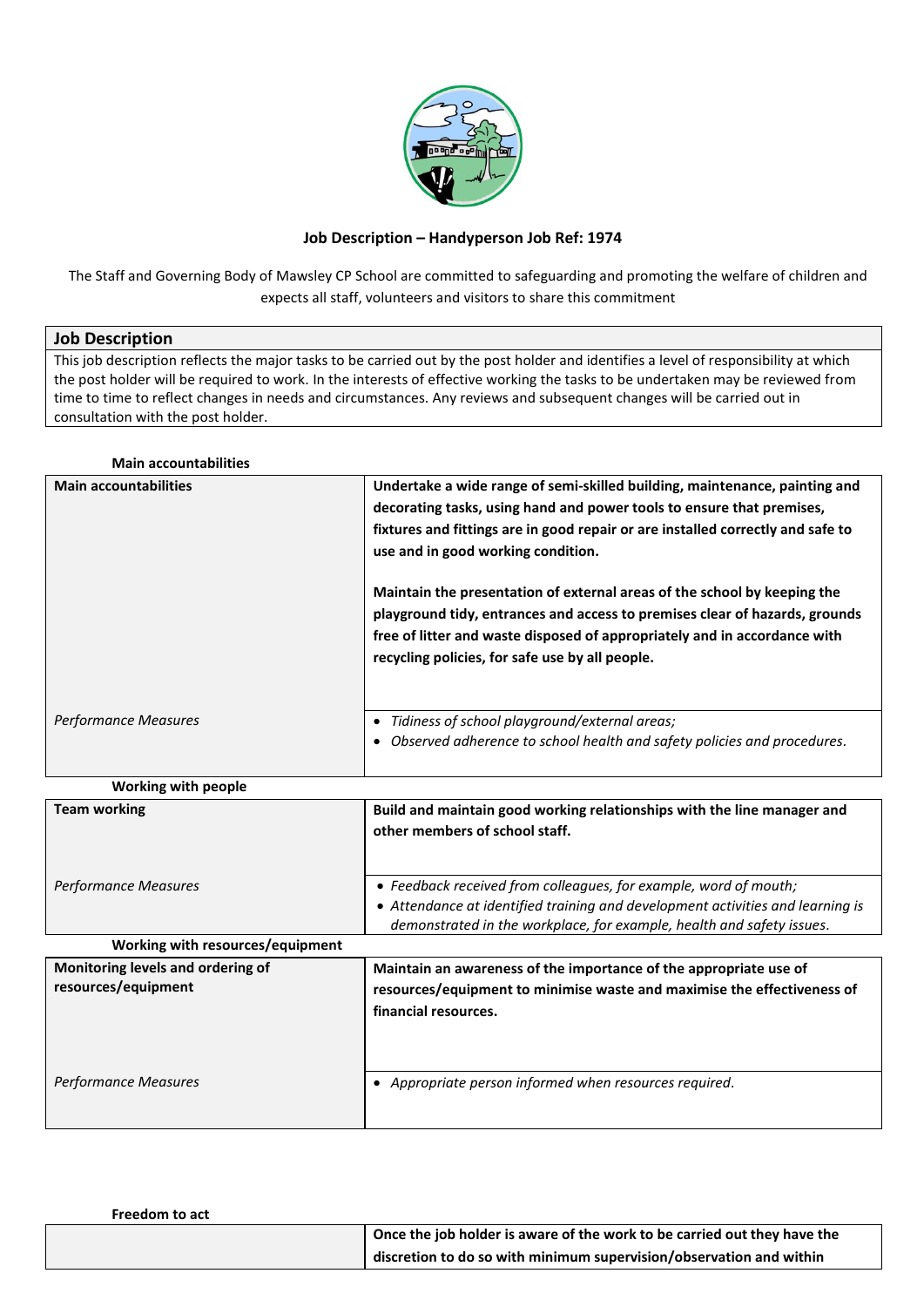### Job Description – Handyperson Job Ref: 1974

The Staff and Governing Body of Mawsley CP School are committed to safeguarding and promoting the welfare of children and expects all staff, volunteers and visitors to share this commitment

| Job Description |
|---|
| This job description reflects the major tasks to be carried out by the post holder and identifies a level of responsibility at which the post holder will be required to work. In the interests of effective working the tasks to be undertaken may be reviewed from time to time to reflect changes in needs and circumstances. Any reviews and subsequent changes will be carried out in consultation with the post holder. |

**Main accountabilities**

| **Main accountabilities** | **Undertake a wide range of semi-skilled building, maintenance, painting and decorating tasks, using hand and power tools to ensure that premises, fixtures and fittings are in good repair or are installed correctly and safe to use and in good working condition.**<br><br>**Maintain the presentation of external areas of the school by keeping the playground tidy, entrances and access to premises clear of hazards, grounds free of litter and waste disposed of appropriately and in accordance with recycling policies, for safe use by all people.** |
|---|---|
| *Performance Measures* | • *Tidiness of school playground/external areas;*<br>• *Observed adherence to school health and safety policies and procedures.* |

**Working with people**

| **Team working** | **Build and maintain good working relationships with the line manager and other members of school staff.** |
|---|---|
| *Performance Measures* | • *Feedback received from colleagues, for example, word of mouth;*<br>• *Attendance at identified training and development activities and learning is demonstrated in the workplace, for example, health and safety issues.* |

**Working with resources/equipment**

| **Monitoring levels and ordering of resources/equipment** | **Maintain an awareness of the importance of the appropriate use of resources/equipment to minimise waste and maximise the effectiveness of financial resources.** |
|---|---|
| *Performance Measures* | • *Appropriate person informed when resources required.* |

**Freedom to act**

| | **Once the job holder is aware of the work to be carried out they have the discretion to do so with minimum supervision/observation and within** |
|---|---|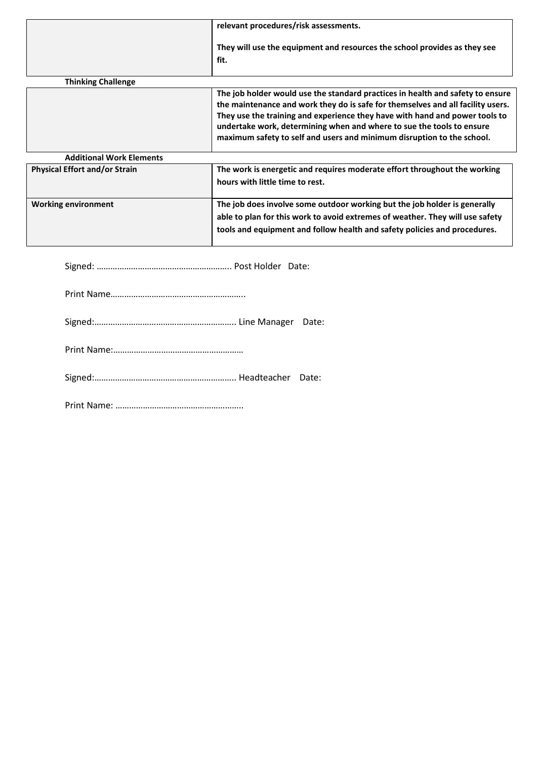| | |
|---|---|
| | **relevant procedures/risk assessments.**<br><br>**They will use the equipment and resources the school provides as they see fit.** |

**Thinking Challenge**

| | |
|---|---|
| | **The job holder would use the standard practices in health and safety to ensure the maintenance and work they do is safe for themselves and all facility users. They use the training and experience they have with hand and power tools to undertake work, determining when and where to sue the tools to ensure maximum safety to self and users and minimum disruption to the school.** |

**Additional Work Elements**

| | |
|---|---|
| **Physical Effort and/or Strain** | **The work is energetic and requires moderate effort throughout the working hours with little time to rest.** |
| **Working environment** | **The job does involve some outdoor working but the job holder is generally able to plan for this work to avoid extremes of weather. They will use safety tools and equipment and follow health and safety policies and procedures.** |

Signed: ………………………………………………….. Post Holder Date:

Print Name…………………………………………………..

Signed:…………………………………………………….. Line Manager Date:

Print Name:…………………………………………………

Signed:…………………………………………………….. Headteacher Date:

Print Name: ………………………………………………..